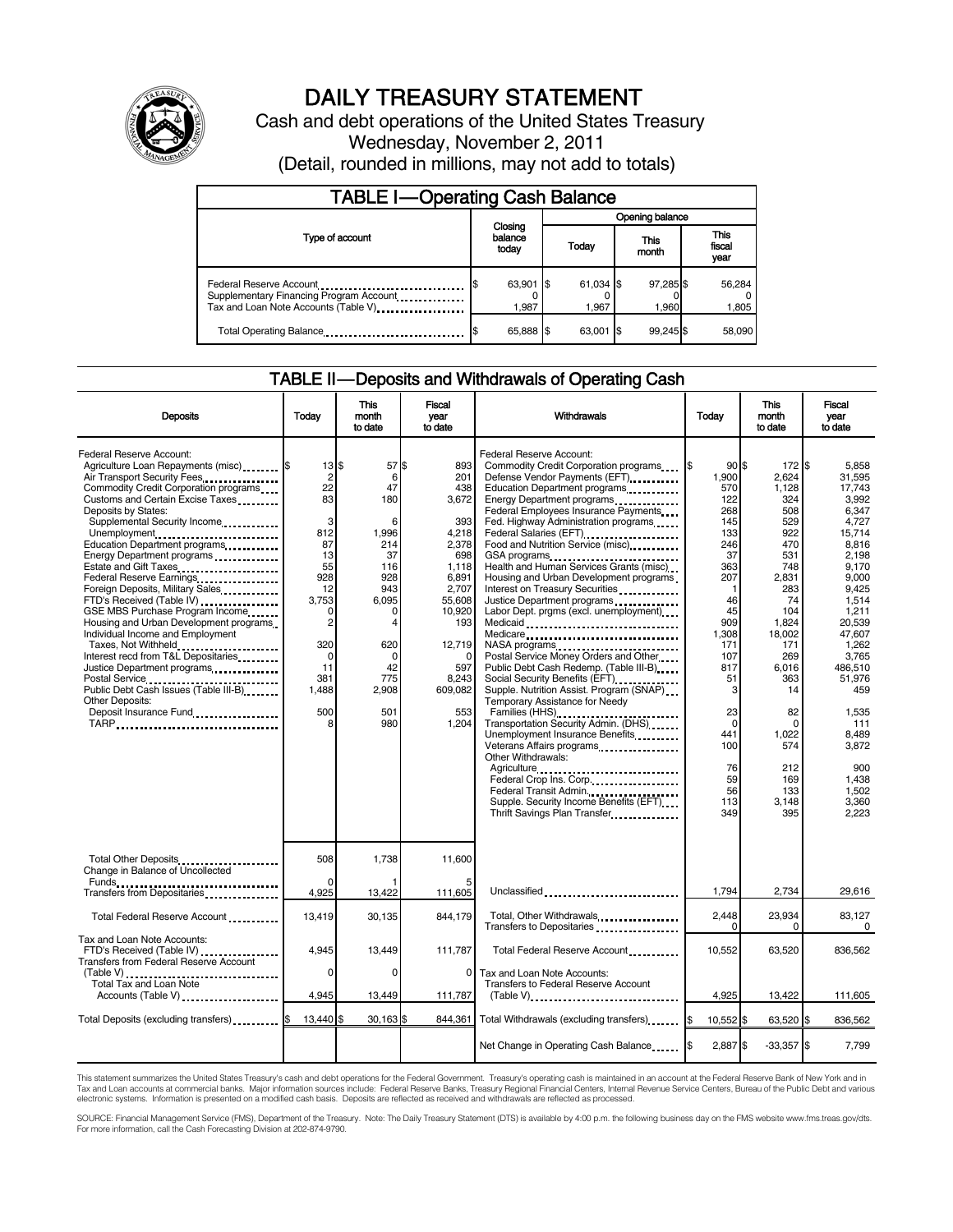# DAILY TREASURY STATEMENT

Cash and debt operations of the United States Treasury

Wednesday, November 2, 2011

(Detail, rounded in millions, may not add to totals)

## TABLE I—Operating Cash Balance

| Type of account | Closing balance today | Opening balance Today | Opening balance This month | Opening balance This fiscal year |
|---|---|---|---|---|
| Federal Reserve Account | $ 63,901 | $ 61,034 | $ 97,285 | $ 56,284 |
| Supplementary Financing Program Account | 0 | 0 | 0 | 0 |
| Tax and Loan Note Accounts (Table V) | 1,987 | 1,967 | 1,960 | 1,805 |
| Total Operating Balance | $ 65,888 | $ 63,001 | $ 99,245 | $ 58,090 |

## TABLE II—Deposits and Withdrawals of Operating Cash

| Deposits | Today | This month to date | Fiscal year to date |
|---|---|---|---|
| Federal Reserve Account: | | | |
| Agriculture Loan Repayments (misc) | $ 13 | $ 57 | $ 893 |
| Air Transport Security Fees | 2 | 6 | 201 |
| Commodity Credit Corporation programs | 22 | 47 | 438 |
| Customs and Certain Excise Taxes | 83 | 180 | 3,672 |
| Deposits by States: | | | |
| Supplemental Security Income | 3 | 6 | 393 |
| Unemployment | 812 | 1,996 | 4,218 |
| Education Department programs | 87 | 214 | 2,378 |
| Energy Department programs | 13 | 37 | 698 |
| Estate and Gift Taxes | 55 | 116 | 1,118 |
| Federal Reserve Earnings | 928 | 928 | 6,891 |
| Foreign Deposits, Military Sales | 12 | 943 | 2,707 |
| FTD's Received (Table IV) | 3,753 | 6,095 | 55,608 |
| GSE MBS Purchase Program Income | 0 | 0 | 10,920 |
| Housing and Urban Development programs | 2 | 4 | 193 |
| Individual Income and Employment Taxes, Not Withheld | 320 | 620 | 12,719 |
| Interest recd from T&L Depositaries | 0 | 0 | 0 |
| Justice Department programs | 11 | 42 | 597 |
| Postal Service | 381 | 775 | 8,243 |
| Public Debt Cash Issues (Table III-B) | 1,488 | 2,908 | 609,082 |
| Other Deposits: | | | |
| Deposit Insurance Fund | 500 | 501 | 553 |
| TARP | 8 | 980 | 1,204 |
| Total Other Deposits | 508 | 1,738 | 11,600 |
| Change in Balance of Uncollected Funds | 0 | 1 | 5 |
| Transfers from Depositaries | 4,925 | 13,422 | 111,605 |
| Total Federal Reserve Account | 13,419 | 30,135 | 844,179 |
| Tax and Loan Note Accounts: | | | |
| FTD's Received (Table IV) | 4,945 | 13,449 | 111,787 |
| Transfers from Federal Reserve Account (Table V) | 0 | 0 | 0 |
| Total Tax and Loan Note Accounts (Table V) | 4,945 | 13,449 | 111,787 |
| Total Deposits (excluding transfers) | $ 13,440 | $ 30,163 | $ 844,361 |

| Withdrawals | Today | This month to date | Fiscal year to date |
|---|---|---|---|
| Federal Reserve Account: | | | |
| Commodity Credit Corporation programs | $ 90 | $ 172 | $ 5,858 |
| Defense Vendor Payments (EFT) | 1,900 | 2,624 | 31,595 |
| Education Department programs | 570 | 1,128 | 17,743 |
| Energy Department programs | 122 | 324 | 3,992 |
| Federal Employees Insurance Payments | 268 | 508 | 6,347 |
| Fed. Highway Administration programs | 145 | 529 | 4,727 |
| Federal Salaries (EFT) | 133 | 922 | 15,714 |
| Food and Nutrition Service (misc) | 246 | 470 | 8,816 |
| GSA programs | 37 | 531 | 2,198 |
| Health and Human Services Grants (misc) | 363 | 748 | 9,170 |
| Housing and Urban Development programs | 207 | 2,831 | 9,000 |
| Interest on Treasury Securities | 1 | 283 | 9,425 |
| Justice Department programs | 46 | 74 | 1,514 |
| Labor Dept. prgms (excl. unemployment) | 45 | 104 | 1,211 |
| Medicaid | 909 | 1,824 | 20,539 |
| Medicare | 1,308 | 18,002 | 47,607 |
| NASA programs | 171 | 171 | 1,262 |
| Postal Service Money Orders and Other | 107 | 269 | 3,765 |
| Public Debt Cash Redemp. (Table III-B) | 817 | 6,016 | 486,510 |
| Social Security Benefits (EFT) | 51 | 363 | 51,976 |
| Supple. Nutrition Assist. Program (SNAP) | 3 | 14 | 459 |
| Temporary Assistance for Needy Families (HHS) | 23 | 82 | 1,535 |
| Transportation Security Admin. (DHS) | 0 | 0 | 111 |
| Unemployment Insurance Benefits | 441 | 1,022 | 8,489 |
| Veterans Affairs programs | 100 | 574 | 3,872 |
| Other Withdrawals: | | | |
| Agriculture | 76 | 212 | 900 |
| Federal Crop Ins. Corp. | 59 | 169 | 1,438 |
| Federal Transit Admin. | 56 | 133 | 1,502 |
| Supple. Security Income Benefits (EFT) | 113 | 3,148 | 3,360 |
| Thrift Savings Plan Transfer | 349 | 395 | 2,223 |
| Unclassified | 1,794 | 2,734 | 29,616 |
| Total, Other Withdrawals | 2,448 | 23,934 | 83,127 |
| Transfers to Depositaries | 0 | 0 | 0 |
| Total Federal Reserve Account | 10,552 | 63,520 | 836,562 |
| Tax and Loan Note Accounts: | | | |
| Transfers to Federal Reserve Account (Table V) | 4,925 | 13,422 | 111,605 |
| Total Withdrawals (excluding transfers) | $ 10,552 | $ 63,520 | $ 836,562 |
| Net Change in Operating Cash Balance | $ 2,887 | $ -33,357 | $ 7,799 |

This statement summarizes the United States Treasury's cash and debt operations for the Federal Government. Treasury's operating cash is maintained in an account at the Federal Reserve Bank of New York and in Tax and Loan accounts at commercial banks. Major information sources include: Federal Reserve Banks, Treasury Regional Financial Centers, Internal Revenue Service Centers, Bureau of the Public Debt and various electronic systems. Information is presented on a modified cash basis. Deposits are reflected as received and withdrawals are reflected as processed.

SOURCE: Financial Management Service (FMS), Department of the Treasury. Note: The Daily Treasury Statement (DTS) is available by 4:00 p.m. the following business day on the FMS website www.fms.treas.gov/dts. For more information, call the Cash Forecasting Division at 202-874-9790.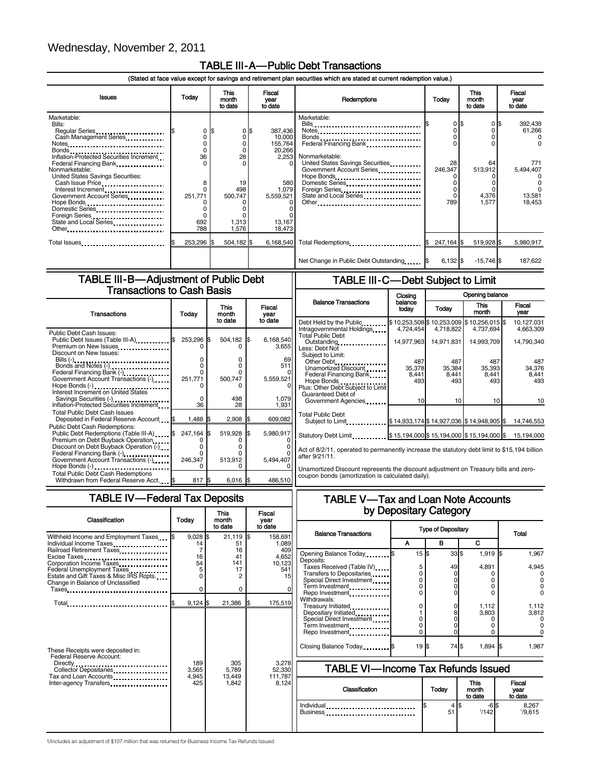Wednesday, November 2, 2011

## TABLE III-A—Public Debt Transactions

(Stated at face value except for savings and retirement plan securities which are stated at current redemption value.)

| Issues | Today | This month to date | Fiscal year to date |
|---|---|---|---|
| Marketable: | | | |
| Bills: | | | |
| Regular Series | $ 0 | $ 0 | $ 387,436 |
| Cash Management Series | 0 | 0 | 10,000 |
| Notes | 0 | 0 | 155,764 |
| Bonds | 0 | 0 | 20,266 |
| Inflation-Protected Securities Increment | 36 | 28 | 2,253 |
| Federal Financing Bank | 0 | 0 | 0 |
| Nonmarketable: | | | |
| United States Savings Securities: | | | |
| Cash Issue Price | 8 | 19 | 580 |
| Interest Increment | 0 | 498 | 1,079 |
| Government Account Series | 251,771 | 500,747 | 5,559,521 |
| Hope Bonds | 0 | 0 | 0 |
| Domestic Series | 0 | 0 | 0 |
| Foreign Series | 0 | 0 | 0 |
| State and Local Series | 692 | 1,313 | 13,167 |
| Other | 788 | 1,576 | 18,473 |
| Total Issues | $ 253,296 | $ 504,182 | $ 6,168,540 |

| Redemptions | Today | This month to date | Fiscal year to date |
|---|---|---|---|
| Marketable: | | | |
| Bills | $ 0 | $ 0 | $ 392,439 |
| Notes | 0 | 0 | 61,266 |
| Bonds | 0 | 0 | 0 |
| Federal Financing Bank | 0 | 0 | 0 |
| Nonmarketable: | | | |
| United States Savings Securities | 28 | 64 | 771 |
| Government Account Series | 246,347 | 513,912 | 5,494,407 |
| Hope Bonds | 0 | 0 | 0 |
| Domestic Series | 0 | 0 | 0 |
| Foreign Series | 0 | 0 | 0 |
| State and Local Series | 0 | 4,376 | 13,581 |
| Other | 789 | 1,577 | 18,453 |
| Total Redemptions | $ 247,164 | $ 519,928 | $ 5,980,917 |
| Net Change in Public Debt Outstanding | $ 6,132 | $ -15,746 | $ 187,622 |

## TABLE III-B—Adjustment of Public Debt Transactions to Cash Basis

| Transactions | Today | This month to date | Fiscal year to date |
|---|---|---|---|
| Public Debt Cash Issues: | | | |
| Public Debt Issues (Table III-A) | $ 253,296 | $ 504,182 | $ 6,168,540 |
| Premium on New Issues | 0 | 0 | 3,655 |
| Discount on New Issues: | | | |
| Bills (-) | 0 | 0 | 69 |
| Bonds and Notes (-) | 0 | 0 | 511 |
| Federal Financing Bank (-) | 0 | 0 | 0 |
| Government Account Transactions (-) | 251,771 | 500,747 | 5,559,521 |
| Hope Bonds (-) | 0 | 0 | 0 |
| Interest Increment on United States Savings Securities (-) | 0 | 498 | 1,079 |
| Inflation-Protected Securities Increment | 36 | 28 | 1,931 |
| Total Public Debt Cash Issues Deposited in Federal Reserve Account | $ 1,488 | $ 2,908 | $ 609,082 |
| Public Debt Cash Redemptions: | | | |
| Public Debt Redemptions (Table III-A) | $ 247,164 | $ 519,928 | $ 5,980,917 |
| Premium on Debt Buyback Operation | 0 | 0 | 0 |
| Discount on Debt Buyback Operation (-) | 0 | 0 | 0 |
| Federal Financing Bank (-) | 0 | 0 | 0 |
| Government Account Transactions (-) | 246,347 | 513,912 | 5,494,407 |
| Hope Bonds (-) | 0 | 0 | 0 |
| Total Public Debt Cash Redemptions Withdrawn from Federal Reserve Acct. | $ 817 | $ 6,016 | $ 486,510 |

## TABLE III-C—Debt Subject to Limit

| Balance Transactions | Closing balance today | Opening balance Today | Opening balance This month | Opening balance Fiscal year |
|---|---|---|---|---|
| Debt Held by the Public | $ 10,253,508 | $ 10,253,009 | $ 10,256,015 | $ 10,127,031 |
| Intragovernmental Holdings | 4,724,454 | 4,718,822 | 4,737,694 | 4,663,309 |
| Total Public Debt Outstanding | 14,977,963 | 14,971,831 | 14,993,709 | 14,790,340 |
| Less: Debt Not Subject to Limit: | | | | |
| Other Debt | 487 | 487 | 487 | 487 |
| Unamortized Discount | 35,378 | 35,384 | 35,393 | 34,376 |
| Federal Financing Bank | 8,441 | 8,441 | 8,441 | 8,441 |
| Hope Bonds | 493 | 493 | 493 | 493 |
| Plus: Other Debt Subject to Limit | | | | |
| Guaranteed Debt of Government Agencies | 10 | 10 | 10 | 10 |
| Total Public Debt Subject to Limit | $ 14,933,174 | $ 14,927,036 | $ 14,948,905 | $ 14,746,553 |
| Statutory Debt Limit | $ 15,194,000 | $ 15,194,000 | $ 15,194,000 | $ 15,194,000 |

Act of 8/2/11, operated to permanently increase the statutory debt limit to $15,194 billion after 9/21/11.

Unamortized Discount represents the discount adjustment on Treasury bills and zero-coupon bonds (amortization is calculated daily).

## TABLE IV—Federal Tax Deposits

| Classification | Today | This month to date | Fiscal year to date |
|---|---|---|---|
| Withheld Income and Employment Taxes | $ 9,028 | $ 21,119 | $ 158,691 |
| Individual Income Taxes | 14 | 51 | 1,089 |
| Railroad Retirement Taxes | 7 | 16 | 409 |
| Excise Taxes | 16 | 41 | 4,652 |
| Corporation Income Taxes | 54 | 141 | 10,123 |
| Federal Unemployment Taxes | 5 | 17 | 541 |
| Estate and Gift Taxes & Misc IRS Rcpts. | 0 | 2 | 15 |
| Change in Balance of Unclassified Taxes | 0 | 0 | 0 |
| Total | $ 9,124 | $ 21,386 | $ 175,519 |
| These Receipts were deposited in: | | | |
| Federal Reserve Account: | | | |
| Directly | 189 | 305 | 3,278 |
| Collector Depositaries | 3,565 | 5,789 | 52,330 |
| Tax and Loan Accounts | 4,945 | 13,449 | 111,787 |
| Inter-agency Transfers | 425 | 1,842 | 8,124 |

## TABLE V—Tax and Loan Note Accounts by Depositary Category

| Balance Transactions | Type of Depositary A | B | C | Total |
|---|---|---|---|---|
| Opening Balance Today | $ 15 | $ 33 | $ 1,919 | $ 1,967 |
| Deposits: | | | | |
| Taxes Received (Table IV) | 5 | 49 | 4,891 | 4,945 |
| Transfers to Depositaries | 0 | 0 | 0 | 0 |
| Special Direct Investment | 0 | 0 | 0 | 0 |
| Term Investment | 0 | 0 | 0 | 0 |
| Repo Investment | 0 | 0 | 0 | 0 |
| Withdrawals: | | | | |
| Treasury Initiated | 0 | 0 | 1,112 | 1,112 |
| Depositary Initiated | 1 | 8 | 3,803 | 3,812 |
| Special Direct Investment | 0 | 0 | 0 | 0 |
| Term Investment | 0 | 0 | 0 | 0 |
| Repo Investment | 0 | 0 | 0 | 0 |
| Closing Balance Today | $ 19 | $ 74 | $ 1,894 | $ 1,987 |

## TABLE VI—Income Tax Refunds Issued

| Classification | Today | This month to date | Fiscal year to date |
|---|---|---|---|
| Individual | $ 4 | $ -6 | $ 8,267 |
| Business | 51 | [1]142 | [1]9,615 |

1/Includes an adjustment of $107 million that was returned for Business Income Tax Refunds Issued.